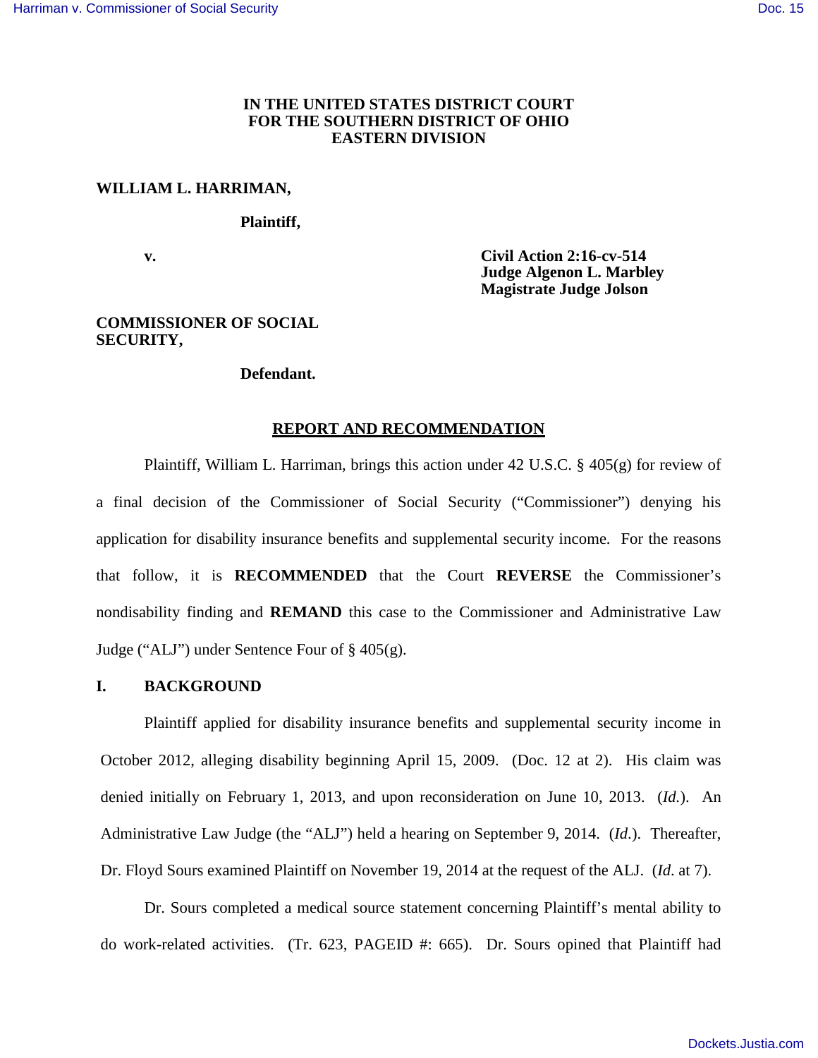**IN THE UNITED STATES DISTRICT COURT**
**FOR THE SOUTHERN DISTRICT OF OHIO**
**EASTERN DIVISION**

**WILLIAM L. HARRIMAN,**

**Plaintiff,**

**v.**

**Civil Action 2:16-cv-514**
**Judge Algenon L. Marbley**
**Magistrate Judge Jolson**

**COMMISSIONER OF SOCIAL SECURITY,**

**Defendant.**

## REPORT AND RECOMMENDATION

Plaintiff, William L. Harriman, brings this action under 42 U.S.C. § 405(g) for review of a final decision of the Commissioner of Social Security ("Commissioner") denying his application for disability insurance benefits and supplemental security income. For the reasons that follow, it is **RECOMMENDED** that the Court **REVERSE** the Commissioner's nondisability finding and **REMAND** this case to the Commissioner and Administrative Law Judge ("ALJ") under Sentence Four of § 405(g).

## I. BACKGROUND

Plaintiff applied for disability insurance benefits and supplemental security income in October 2012, alleging disability beginning April 15, 2009. (Doc. 12 at 2). His claim was denied initially on February 1, 2013, and upon reconsideration on June 10, 2013. (*Id.*). An Administrative Law Judge (the "ALJ") held a hearing on September 9, 2014. (*Id.*). Thereafter, Dr. Floyd Sours examined Plaintiff on November 19, 2014 at the request of the ALJ. (*Id.* at 7).

Dr. Sours completed a medical source statement concerning Plaintiff's mental ability to do work-related activities. (Tr. 623, PAGEID #: 665). Dr. Sours opined that Plaintiff had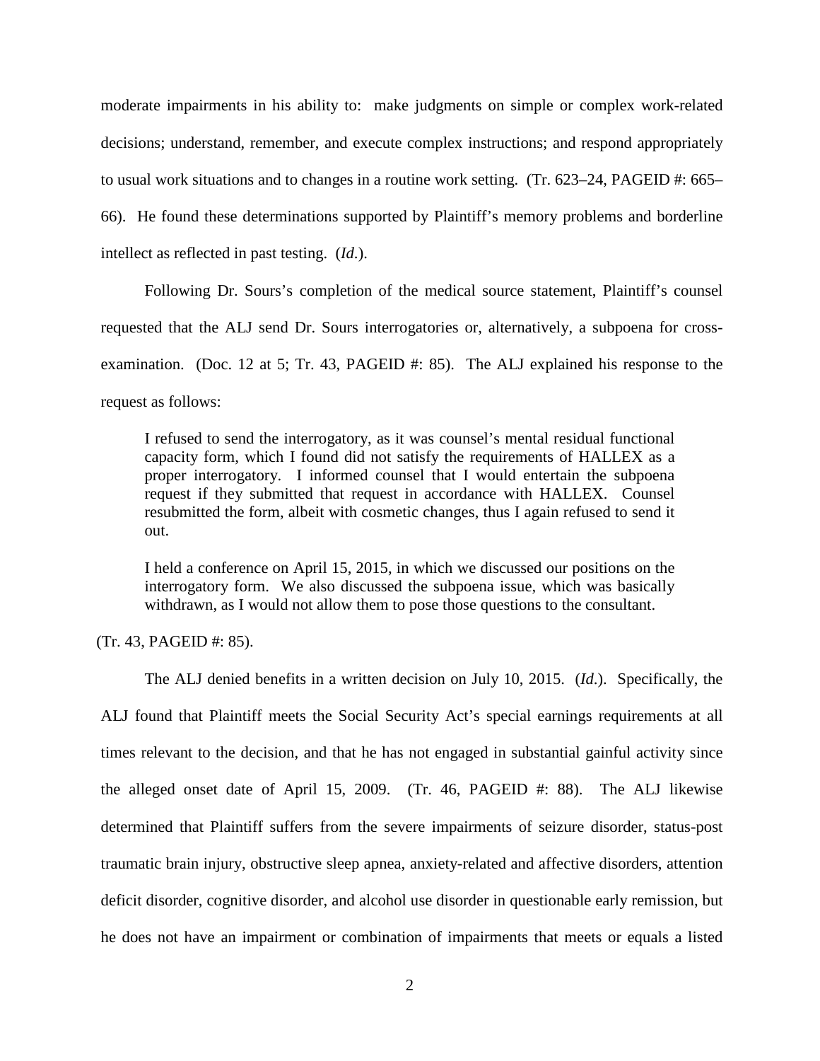moderate impairments in his ability to: make judgments on simple or complex work-related decisions; understand, remember, and execute complex instructions; and respond appropriately to usual work situations and to changes in a routine work setting. (Tr. 623–24, PAGEID #: 665–66). He found these determinations supported by Plaintiff's memory problems and borderline intellect as reflected in past testing. (*Id*.).

Following Dr. Sours's completion of the medical source statement, Plaintiff's counsel requested that the ALJ send Dr. Sours interrogatories or, alternatively, a subpoena for cross-examination. (Doc. 12 at 5; Tr. 43, PAGEID #: 85). The ALJ explained his response to the request as follows:

> I refused to send the interrogatory, as it was counsel's mental residual functional capacity form, which I found did not satisfy the requirements of HALLEX as a proper interrogatory. I informed counsel that I would entertain the subpoena request if they submitted that request in accordance with HALLEX. Counsel resubmitted the form, albeit with cosmetic changes, thus I again refused to send it out.
>
> I held a conference on April 15, 2015, in which we discussed our positions on the interrogatory form. We also discussed the subpoena issue, which was basically withdrawn, as I would not allow them to pose those questions to the consultant.

(Tr. 43, PAGEID #: 85).

The ALJ denied benefits in a written decision on July 10, 2015. (*Id*.). Specifically, the ALJ found that Plaintiff meets the Social Security Act's special earnings requirements at all times relevant to the decision, and that he has not engaged in substantial gainful activity since the alleged onset date of April 15, 2009. (Tr. 46, PAGEID #: 88). The ALJ likewise determined that Plaintiff suffers from the severe impairments of seizure disorder, status-post traumatic brain injury, obstructive sleep apnea, anxiety-related and affective disorders, attention deficit disorder, cognitive disorder, and alcohol use disorder in questionable early remission, but he does not have an impairment or combination of impairments that meets or equals a listed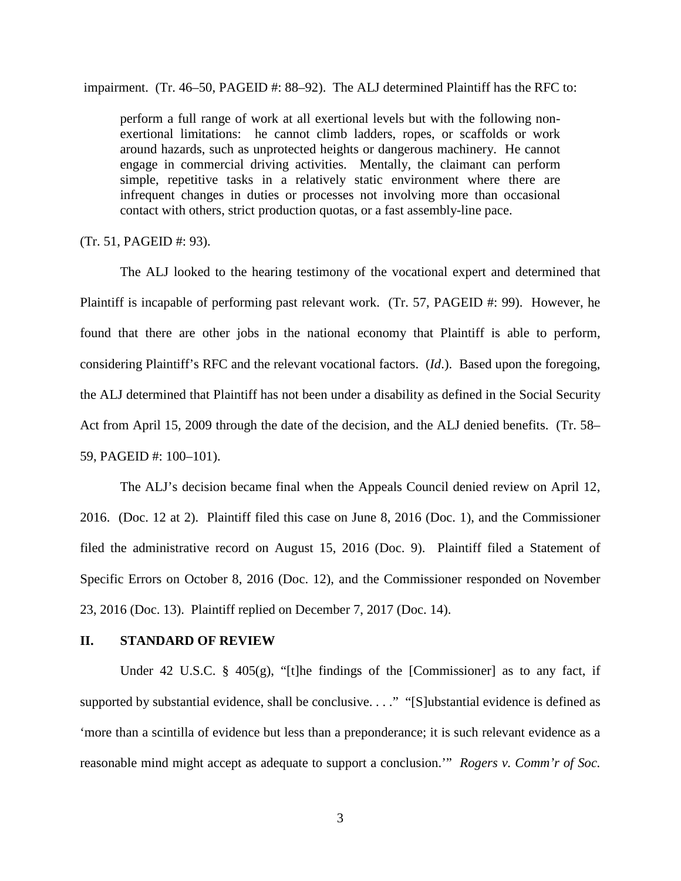impairment. (Tr. 46–50, PAGEID #: 88–92). The ALJ determined Plaintiff has the RFC to:

> perform a full range of work at all exertional levels but with the following non-exertional limitations: he cannot climb ladders, ropes, or scaffolds or work around hazards, such as unprotected heights or dangerous machinery. He cannot engage in commercial driving activities. Mentally, the claimant can perform simple, repetitive tasks in a relatively static environment where there are infrequent changes in duties or processes not involving more than occasional contact with others, strict production quotas, or a fast assembly-line pace.

(Tr. 51, PAGEID #: 93).

The ALJ looked to the hearing testimony of the vocational expert and determined that Plaintiff is incapable of performing past relevant work. (Tr. 57, PAGEID #: 99). However, he found that there are other jobs in the national economy that Plaintiff is able to perform, considering Plaintiff's RFC and the relevant vocational factors. (*Id*.). Based upon the foregoing, the ALJ determined that Plaintiff has not been under a disability as defined in the Social Security Act from April 15, 2009 through the date of the decision, and the ALJ denied benefits. (Tr. 58–59, PAGEID #: 100–101).

The ALJ's decision became final when the Appeals Council denied review on April 12, 2016. (Doc. 12 at 2). Plaintiff filed this case on June 8, 2016 (Doc. 1), and the Commissioner filed the administrative record on August 15, 2016 (Doc. 9). Plaintiff filed a Statement of Specific Errors on October 8, 2016 (Doc. 12), and the Commissioner responded on November 23, 2016 (Doc. 13). Plaintiff replied on December 7, 2017 (Doc. 14).

## II. STANDARD OF REVIEW

Under 42 U.S.C. § 405(g), "[t]he findings of the [Commissioner] as to any fact, if supported by substantial evidence, shall be conclusive. . . ." "[S]ubstantial evidence is defined as 'more than a scintilla of evidence but less than a preponderance; it is such relevant evidence as a reasonable mind might accept as adequate to support a conclusion.'" *Rogers v. Comm'r of Soc.*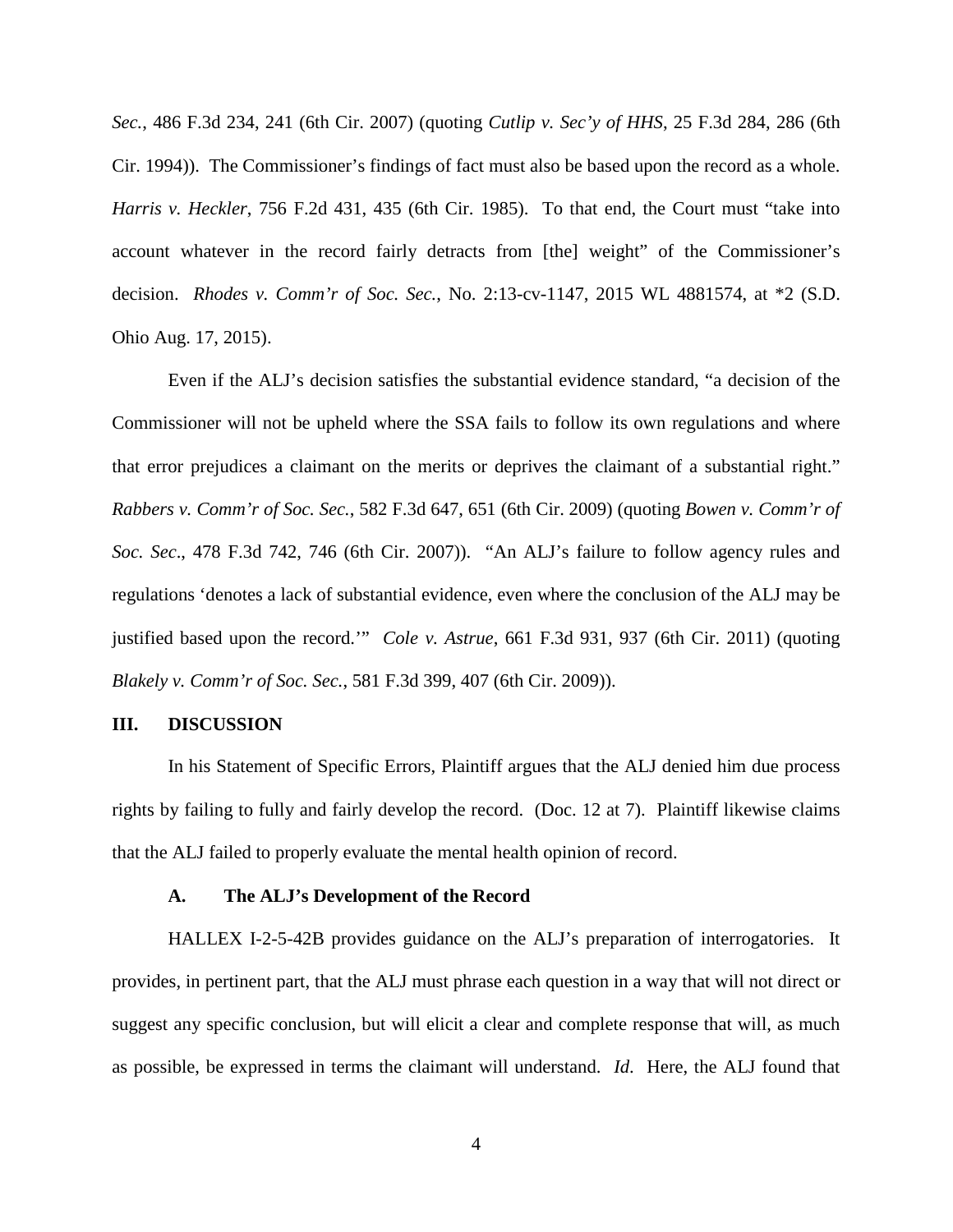*Sec.*, 486 F.3d 234, 241 (6th Cir. 2007) (quoting *Cutlip v. Sec'y of HHS*, 25 F.3d 284, 286 (6th Cir. 1994)). The Commissioner's findings of fact must also be based upon the record as a whole. *Harris v. Heckler*, 756 F.2d 431, 435 (6th Cir. 1985). To that end, the Court must "take into account whatever in the record fairly detracts from [the] weight" of the Commissioner's decision. *Rhodes v. Comm'r of Soc. Sec.*, No. 2:13-cv-1147, 2015 WL 4881574, at *2 (S.D. Ohio Aug. 17, 2015).

Even if the ALJ's decision satisfies the substantial evidence standard, "a decision of the Commissioner will not be upheld where the SSA fails to follow its own regulations and where that error prejudices a claimant on the merits or deprives the claimant of a substantial right." *Rabbers v. Comm'r of Soc. Sec.*, 582 F.3d 647, 651 (6th Cir. 2009) (quoting *Bowen v. Comm'r of Soc. Sec*., 478 F.3d 742, 746 (6th Cir. 2007)). "An ALJ's failure to follow agency rules and regulations 'denotes a lack of substantial evidence, even where the conclusion of the ALJ may be justified based upon the record.'" *Cole v. Astrue*, 661 F.3d 931, 937 (6th Cir. 2011) (quoting *Blakely v. Comm'r of Soc. Sec.*, 581 F.3d 399, 407 (6th Cir. 2009)).

## III. DISCUSSION

In his Statement of Specific Errors, Plaintiff argues that the ALJ denied him due process rights by failing to fully and fairly develop the record. (Doc. 12 at 7). Plaintiff likewise claims that the ALJ failed to properly evaluate the mental health opinion of record.

### A. The ALJ's Development of the Record

HALLEX I-2-5-42B provides guidance on the ALJ's preparation of interrogatories. It provides, in pertinent part, that the ALJ must phrase each question in a way that will not direct or suggest any specific conclusion, but will elicit a clear and complete response that will, as much as possible, be expressed in terms the claimant will understand. *Id*. Here, the ALJ found that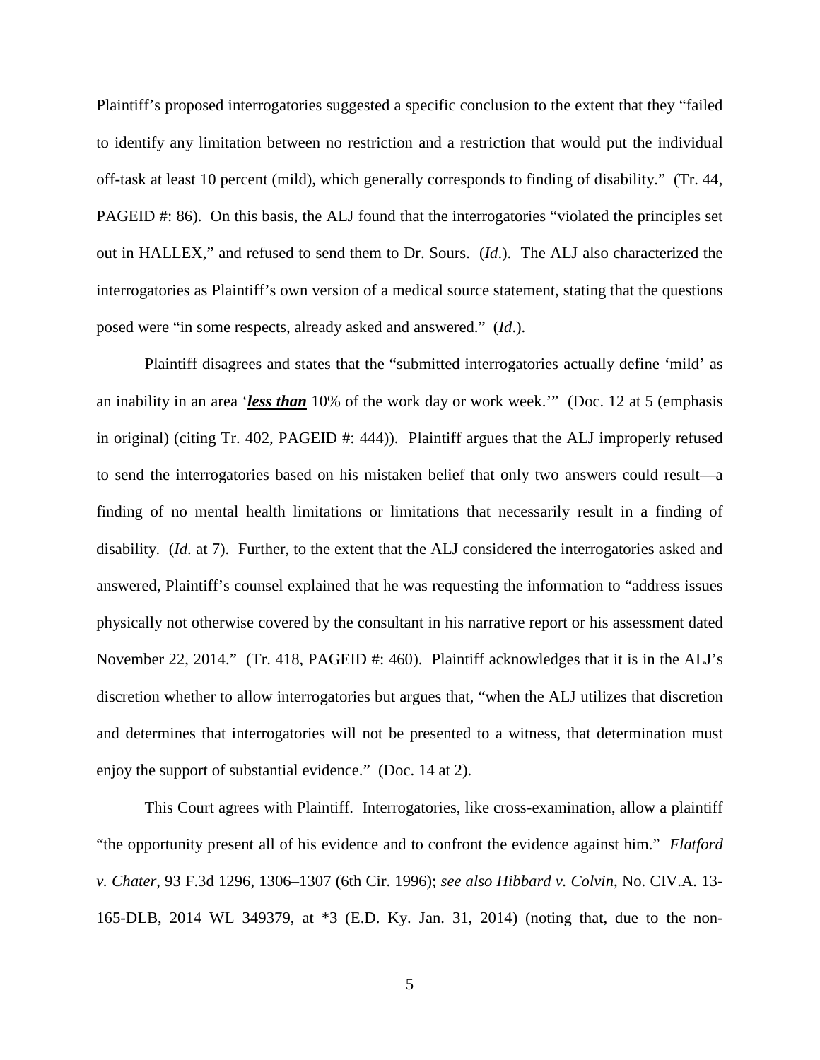Plaintiff's proposed interrogatories suggested a specific conclusion to the extent that they "failed to identify any limitation between no restriction and a restriction that would put the individual off-task at least 10 percent (mild), which generally corresponds to finding of disability." (Tr. 44, PAGEID #: 86). On this basis, the ALJ found that the interrogatories "violated the principles set out in HALLEX," and refused to send them to Dr. Sours. (*Id*.). The ALJ also characterized the interrogatories as Plaintiff's own version of a medical source statement, stating that the questions posed were "in some respects, already asked and answered." (*Id*.).

Plaintiff disagrees and states that the "submitted interrogatories actually define 'mild' as an inability in an area '***less than*** 10% of the work day or work week.'" (Doc. 12 at 5 (emphasis in original) (citing Tr. 402, PAGEID #: 444)). Plaintiff argues that the ALJ improperly refused to send the interrogatories based on his mistaken belief that only two answers could result—a finding of no mental health limitations or limitations that necessarily result in a finding of disability. (*Id*. at 7). Further, to the extent that the ALJ considered the interrogatories asked and answered, Plaintiff's counsel explained that he was requesting the information to "address issues physically not otherwise covered by the consultant in his narrative report or his assessment dated November 22, 2014." (Tr. 418, PAGEID #: 460). Plaintiff acknowledges that it is in the ALJ's discretion whether to allow interrogatories but argues that, "when the ALJ utilizes that discretion and determines that interrogatories will not be presented to a witness, that determination must enjoy the support of substantial evidence." (Doc. 14 at 2).

This Court agrees with Plaintiff. Interrogatories, like cross-examination, allow a plaintiff "the opportunity present all of his evidence and to confront the evidence against him." *Flatford v. Chater*, 93 F.3d 1296, 1306–1307 (6th Cir. 1996); *see also Hibbard v. Colvin*, No. CIV.A. 13-165-DLB, 2014 WL 349379, at *3 (E.D. Ky. Jan. 31, 2014) (noting that, due to the non-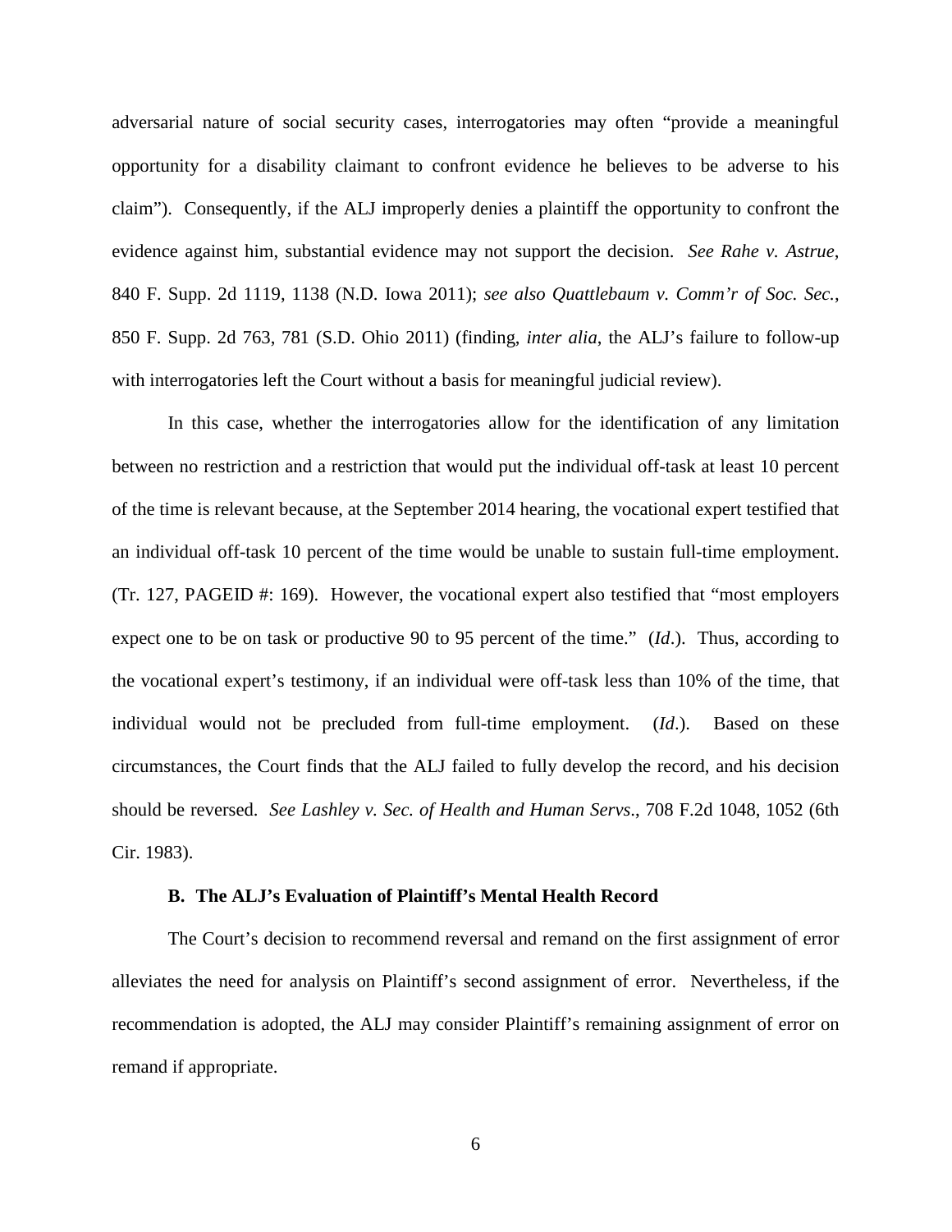adversarial nature of social security cases, interrogatories may often "provide a meaningful opportunity for a disability claimant to confront evidence he believes to be adverse to his claim"). Consequently, if the ALJ improperly denies a plaintiff the opportunity to confront the evidence against him, substantial evidence may not support the decision. *See Rahe v. Astrue*, 840 F. Supp. 2d 1119, 1138 (N.D. Iowa 2011); *see also Quattlebaum v. Comm'r of Soc. Sec.*, 850 F. Supp. 2d 763, 781 (S.D. Ohio 2011) (finding, *inter alia*, the ALJ's failure to follow-up with interrogatories left the Court without a basis for meaningful judicial review).

In this case, whether the interrogatories allow for the identification of any limitation between no restriction and a restriction that would put the individual off-task at least 10 percent of the time is relevant because, at the September 2014 hearing, the vocational expert testified that an individual off-task 10 percent of the time would be unable to sustain full-time employment. (Tr. 127, PAGEID #: 169). However, the vocational expert also testified that "most employers expect one to be on task or productive 90 to 95 percent of the time." (*Id*.). Thus, according to the vocational expert's testimony, if an individual were off-task less than 10% of the time, that individual would not be precluded from full-time employment. (*Id*.). Based on these circumstances, the Court finds that the ALJ failed to fully develop the record, and his decision should be reversed. *See Lashley v. Sec. of Health and Human Servs*., 708 F.2d 1048, 1052 (6th Cir. 1983).

### B. The ALJ's Evaluation of Plaintiff's Mental Health Record

The Court's decision to recommend reversal and remand on the first assignment of error alleviates the need for analysis on Plaintiff's second assignment of error. Nevertheless, if the recommendation is adopted, the ALJ may consider Plaintiff's remaining assignment of error on remand if appropriate.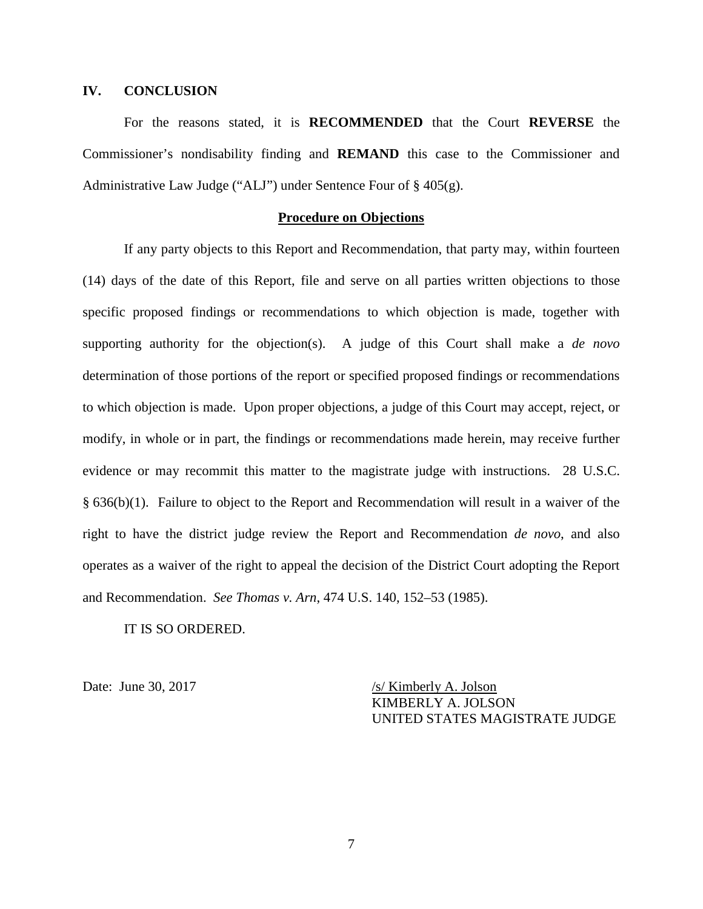## IV. CONCLUSION

For the reasons stated, it is **RECOMMENDED** that the Court **REVERSE** the Commissioner's nondisability finding and **REMAND** this case to the Commissioner and Administrative Law Judge ("ALJ") under Sentence Four of § 405(g).

**Procedure on Objections**

If any party objects to this Report and Recommendation, that party may, within fourteen (14) days of the date of this Report, file and serve on all parties written objections to those specific proposed findings or recommendations to which objection is made, together with supporting authority for the objection(s). A judge of this Court shall make a *de novo* determination of those portions of the report or specified proposed findings or recommendations to which objection is made. Upon proper objections, a judge of this Court may accept, reject, or modify, in whole or in part, the findings or recommendations made herein, may receive further evidence or may recommit this matter to the magistrate judge with instructions. 28 U.S.C. § 636(b)(1). Failure to object to the Report and Recommendation will result in a waiver of the right to have the district judge review the Report and Recommendation *de novo*, and also operates as a waiver of the right to appeal the decision of the District Court adopting the Report and Recommendation. *See Thomas v. Arn*, 474 U.S. 140, 152–53 (1985).

IT IS SO ORDERED.

Date: June 30, 2017

/s/ Kimberly A. Jolson
KIMBERLY A. JOLSON
UNITED STATES MAGISTRATE JUDGE